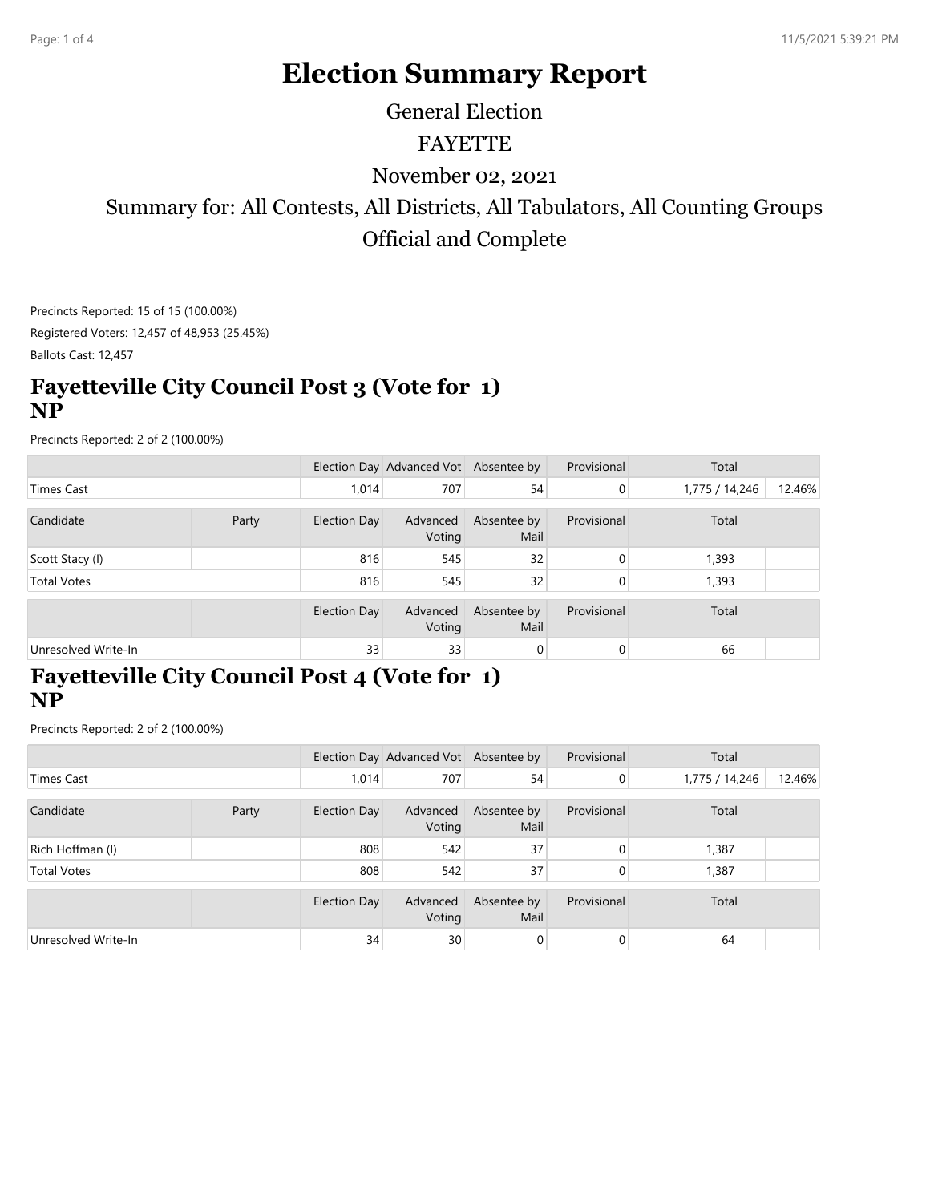# Election Summary Report

General Election

FAYETTE

November 02, 2021

Summary for: All Contests, All Districts, All Tabulators, All Counting Groups

Official and Complete

Precincts Reported: 15 of 15 (100.00%)

Registered Voters: 12,457 of 48,953 (25.45%)

Ballots Cast: 12,457

## Fayetteville City Council Post 3 (Vote for 1) NP

Precincts Reported: 2 of 2 (100.00%)

| | | Election Day | Advanced Vot | Absentee by | Provisional | Total | |
|---|---|---|---|---|---|---|---|
| Times Cast | | 1,014 | 707 | 54 | 0 | 1,775 / 14,246 | 12.46% |

| Candidate | Party | Election Day | Advanced Voting | Absentee by Mail | Provisional | Total | |
|---|---|---|---|---|---|---|---|
| Scott Stacy (I) | | 816 | 545 | 32 | 0 | 1,393 | |
| Total Votes | | 816 | 545 | 32 | 0 | 1,393 | |

| | | Election Day | Advanced Voting | Absentee by Mail | Provisional | Total | |
|---|---|---|---|---|---|---|---|
| Unresolved Write-In | | 33 | 33 | 0 | 0 | 66 | |

## Fayetteville City Council Post 4 (Vote for 1) NP

Precincts Reported: 2 of 2 (100.00%)

| | | Election Day | Advanced Vot | Absentee by | Provisional | Total | |
|---|---|---|---|---|---|---|---|
| Times Cast | | 1,014 | 707 | 54 | 0 | 1,775 / 14,246 | 12.46% |

| Candidate | Party | Election Day | Advanced Voting | Absentee by Mail | Provisional | Total | |
|---|---|---|---|---|---|---|---|
| Rich Hoffman (I) | | 808 | 542 | 37 | 0 | 1,387 | |
| Total Votes | | 808 | 542 | 37 | 0 | 1,387 | |

| | | Election Day | Advanced Voting | Absentee by Mail | Provisional | Total | |
|---|---|---|---|---|---|---|---|
| Unresolved Write-In | | 34 | 30 | 0 | 0 | 64 | |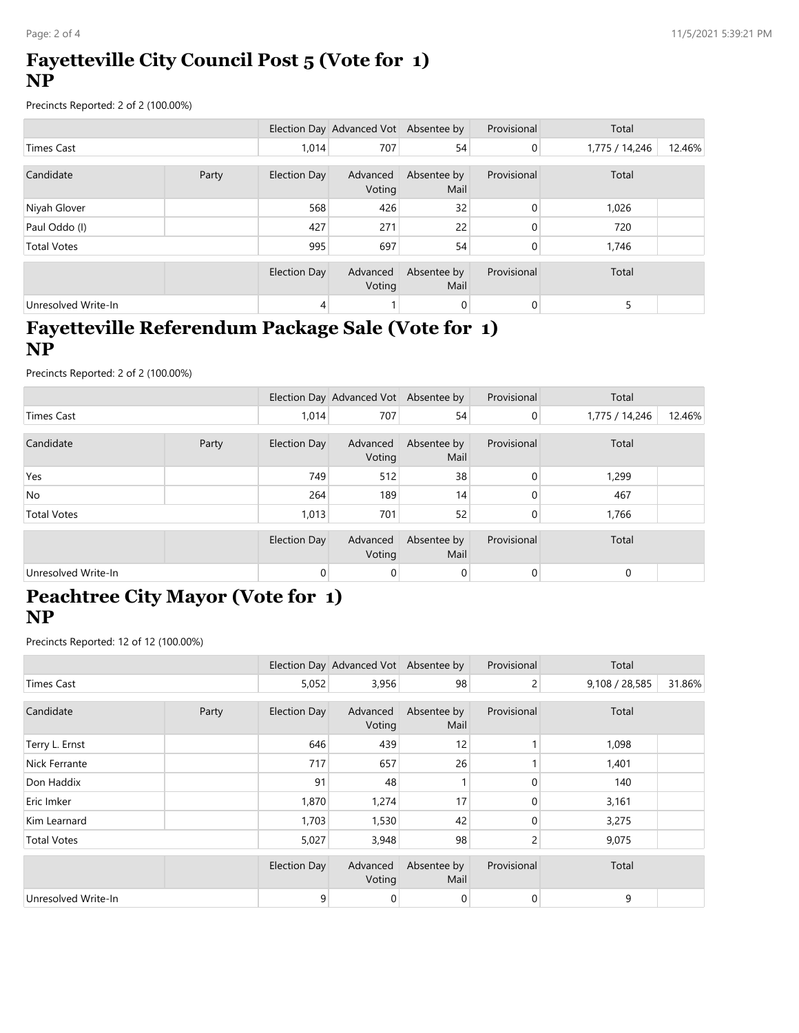# Fayetteville City Council Post 5 (Vote for 1)
# NP

Precincts Reported: 2 of 2 (100.00%)

| | | Election Day | Advanced Vot | Absentee by | Provisional | Total | |
|---|---|---|---|---|---|---|---|
| Times Cast | | 1,014 | 707 | 54 | 0 | 1,775 / 14,246 | 12.46% |

| Candidate | Party | Election Day | Advanced Voting | Absentee by Mail | Provisional | Total | |
|---|---|---|---|---|---|---|---|
| Niyah Glover | | 568 | 426 | 32 | 0 | 1,026 | |
| Paul Oddo (I) | | 427 | 271 | 22 | 0 | 720 | |
| Total Votes | | 995 | 697 | 54 | 0 | 1,746 | |

| | | Election Day | Advanced Voting | Absentee by Mail | Provisional | Total | |
|---|---|---|---|---|---|---|---|
| Unresolved Write-In | | 4 | 1 | 0 | 0 | 5 | |

# Fayetteville Referendum Package Sale (Vote for 1)
# NP

Precincts Reported: 2 of 2 (100.00%)

| | | Election Day | Advanced Vot | Absentee by | Provisional | Total | |
|---|---|---|---|---|---|---|---|
| Times Cast | | 1,014 | 707 | 54 | 0 | 1,775 / 14,246 | 12.46% |

| Candidate | Party | Election Day | Advanced Voting | Absentee by Mail | Provisional | Total | |
|---|---|---|---|---|---|---|---|
| Yes | | 749 | 512 | 38 | 0 | 1,299 | |
| No | | 264 | 189 | 14 | 0 | 467 | |
| Total Votes | | 1,013 | 701 | 52 | 0 | 1,766 | |

| | | Election Day | Advanced Voting | Absentee by Mail | Provisional | Total | |
|---|---|---|---|---|---|---|---|
| Unresolved Write-In | | 0 | 0 | 0 | 0 | 0 | |

# Peachtree City Mayor (Vote for 1)
# NP

Precincts Reported: 12 of 12 (100.00%)

| | | Election Day | Advanced Vot | Absentee by | Provisional | Total | |
|---|---|---|---|---|---|---|---|
| Times Cast | | 5,052 | 3,956 | 98 | 2 | 9,108 / 28,585 | 31.86% |

| Candidate | Party | Election Day | Advanced Voting | Absentee by Mail | Provisional | Total | |
|---|---|---|---|---|---|---|---|
| Terry L. Ernst | | 646 | 439 | 12 | 1 | 1,098 | |
| Nick Ferrante | | 717 | 657 | 26 | 1 | 1,401 | |
| Don Haddix | | 91 | 48 | 1 | 0 | 140 | |
| Eric Imker | | 1,870 | 1,274 | 17 | 0 | 3,161 | |
| Kim Learnard | | 1,703 | 1,530 | 42 | 0 | 3,275 | |
| Total Votes | | 5,027 | 3,948 | 98 | 2 | 9,075 | |

| | | Election Day | Advanced Voting | Absentee by Mail | Provisional | Total | |
|---|---|---|---|---|---|---|---|
| Unresolved Write-In | | 9 | 0 | 0 | 0 | 9 | |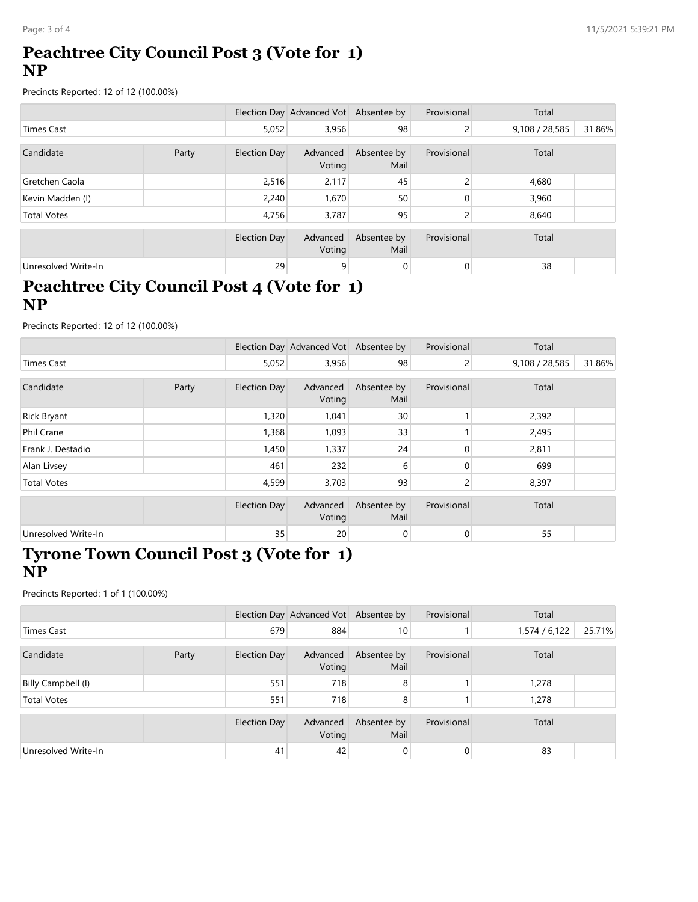# Peachtree City Council Post 3 (Vote for 1) NP

Precincts Reported: 12 of 12 (100.00%)

| | | Election Day | Advanced Vot | Absentee by | Provisional | Total | |
|---|---|---|---|---|---|---|---|
| Times Cast | | 5,052 | 3,956 | 98 | 2 | 9,108 / 28,585 | 31.86% |

| Candidate | Party | Election Day | Advanced Voting | Absentee by Mail | Provisional | Total | |
|---|---|---|---|---|---|---|---|
| Gretchen Caola | | 2,516 | 2,117 | 45 | 2 | 4,680 | |
| Kevin Madden (I) | | 2,240 | 1,670 | 50 | 0 | 3,960 | |
| Total Votes | | 4,756 | 3,787 | 95 | 2 | 8,640 | |

| | | Election Day | Advanced Voting | Absentee by Mail | Provisional | Total | |
|---|---|---|---|---|---|---|---|
| Unresolved Write-In | | 29 | 9 | 0 | 0 | 38 | |

# Peachtree City Council Post 4 (Vote for 1) NP

Precincts Reported: 12 of 12 (100.00%)

| | | Election Day | Advanced Vot | Absentee by | Provisional | Total | |
|---|---|---|---|---|---|---|---|
| Times Cast | | 5,052 | 3,956 | 98 | 2 | 9,108 / 28,585 | 31.86% |

| Candidate | Party | Election Day | Advanced Voting | Absentee by Mail | Provisional | Total | |
|---|---|---|---|---|---|---|---|
| Rick Bryant | | 1,320 | 1,041 | 30 | 1 | 2,392 | |
| Phil Crane | | 1,368 | 1,093 | 33 | 1 | 2,495 | |
| Frank J. Destadio | | 1,450 | 1,337 | 24 | 0 | 2,811 | |
| Alan Livsey | | 461 | 232 | 6 | 0 | 699 | |
| Total Votes | | 4,599 | 3,703 | 93 | 2 | 8,397 | |

| | | Election Day | Advanced Voting | Absentee by Mail | Provisional | Total | |
|---|---|---|---|---|---|---|---|
| Unresolved Write-In | | 35 | 20 | 0 | 0 | 55 | |

# Tyrone Town Council Post 3 (Vote for 1) NP

Precincts Reported: 1 of 1 (100.00%)

| | | Election Day | Advanced Vot | Absentee by | Provisional | Total | |
|---|---|---|---|---|---|---|---|
| Times Cast | | 679 | 884 | 10 | 1 | 1,574 / 6,122 | 25.71% |

| Candidate | Party | Election Day | Advanced Voting | Absentee by Mail | Provisional | Total | |
|---|---|---|---|---|---|---|---|
| Billy Campbell (I) | | 551 | 718 | 8 | 1 | 1,278 | |
| Total Votes | | 551 | 718 | 8 | 1 | 1,278 | |

| | | Election Day | Advanced Voting | Absentee by Mail | Provisional | Total | |
|---|---|---|---|---|---|---|---|
| Unresolved Write-In | | 41 | 42 | 0 | 0 | 83 | |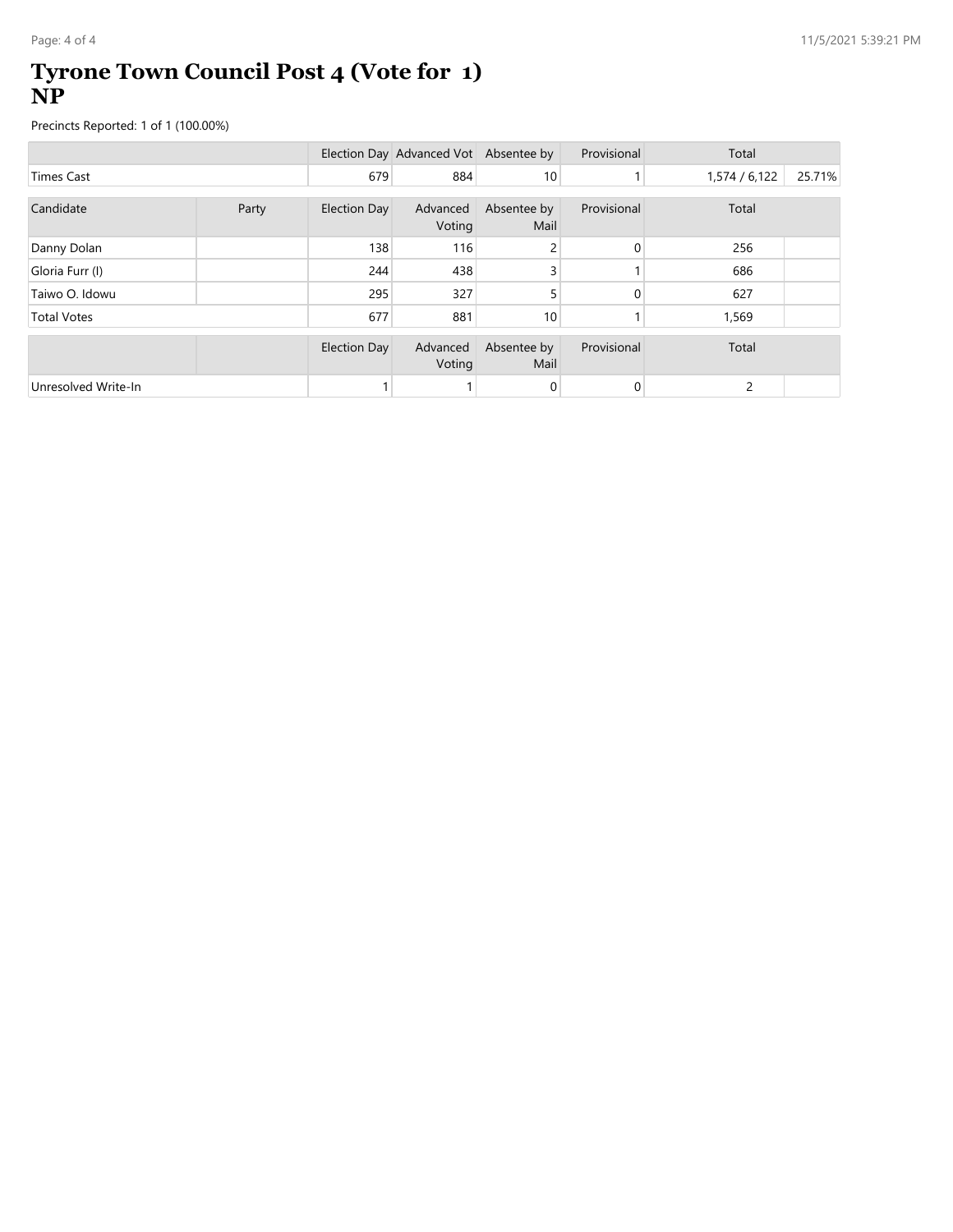# Tyrone Town Council Post 4 (Vote for 1) NP

Precincts Reported: 1 of 1 (100.00%)

| | | Election Day | Advanced Vot | Absentee by | Provisional | Total | |
|---|---|---|---|---|---|---|---|
| Times Cast | | 679 | 884 | 10 | 1 | 1,574 / 6,122 | 25.71% |

| Candidate | Party | Election Day | Advanced Voting | Absentee by Mail | Provisional | Total | |
|---|---|---|---|---|---|---|---|
| Danny Dolan | | 138 | 116 | 2 | 0 | 256 | |
| Gloria Furr (I) | | 244 | 438 | 3 | 1 | 686 | |
| Taiwo O. Idowu | | 295 | 327 | 5 | 0 | 627 | |
| Total Votes | | 677 | 881 | 10 | 1 | 1,569 | |

| | | Election Day | Advanced Voting | Absentee by Mail | Provisional | Total | |
|---|---|---|---|---|---|---|---|
| Unresolved Write-In | | 1 | 1 | 0 | 0 | 2 | |